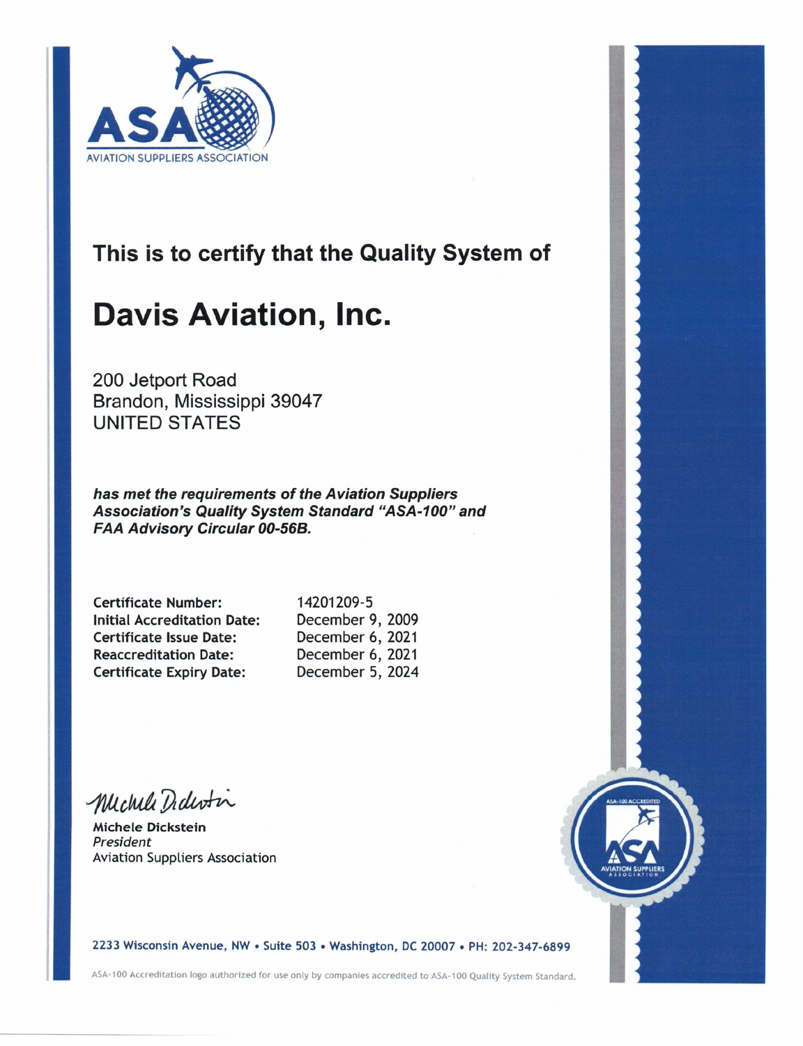ASA
AVIATION SUPPLIERS ASSOCIATION

## This is to certify that the Quality System of

# Davis Aviation, Inc.

200 Jetport Road
Brandon, Mississippi 39047
UNITED STATES

***has met the requirements of the Aviation Suppliers Association's Quality System Standard "ASA-100" and FAA Advisory Circular 00-56B.***

| | |
|---|---|
| **Certificate Number:** | 14201209-5 |
| **Initial Accreditation Date:** | December 9, 2009 |
| **Certificate Issue Date:** | December 6, 2021 |
| **Reaccreditation Date:** | December 6, 2021 |
| **Certificate Expiry Date:** | December 5, 2024 |

Michele Dickstein

**Michele Dickstein**
*President*
Aviation Suppliers Association

ASA-100 ACCREDITED
ASA
AVIATION SUPPLIERS ASSOCIATION

**2233 Wisconsin Avenue, NW • Suite 503 • Washington, DC 20007 • PH: 202-347-6899**

ASA-100 Accreditation logo authorized for use only by companies accredited to ASA-100 Quality System Standard.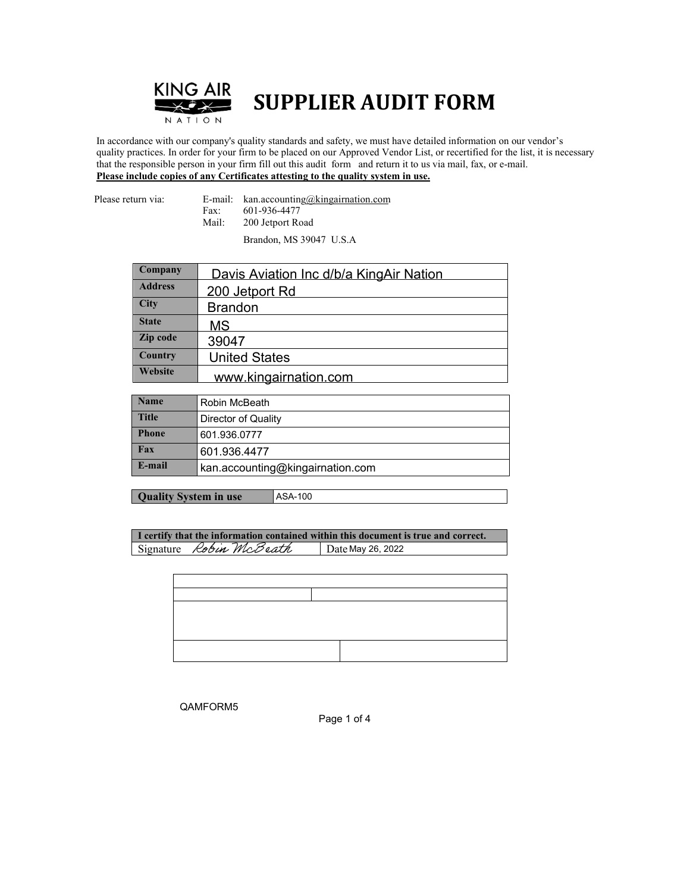# SUPPLIER AUDIT FORM

KING AIR NATION

In accordance with our company's quality standards and safety, we must have detailed information on our vendor's quality practices. In order for your firm to be placed on our Approved Vendor List, or recertified for the list, it is necessary that the responsible person in your firm fill out this audit form and return it to us via mail, fax, or e-mail.
**Please include copies of any Certificates attesting to the quality system in use.**

Please return via:

E-mail: kan.accounting@kingairnation.com
Fax: 601-936-4477
Mail: 200 Jetport Road
Brandon, MS 39047 U.S.A

| | |
|---|---|
| **Company** | Davis Aviation Inc d/b/a KingAir Nation |
| **Address** | 200 Jetport Rd |
| **City** | Brandon |
| **State** | MS |
| **Zip code** | 39047 |
| **Country** | United States |
| **Website** | www.kingairnation.com |

| | |
|---|---|
| **Name** | Robin McBeath |
| **Title** | Director of Quality |
| **Phone** | 601.936.0777 |
| **Fax** | 601.936.4477 |
| **E-mail** | kan.accounting@kingairnation.com |

| | |
|---|---|
| **Quality System in use** | ASA-100 |

| **I certify that the information contained within this document is true and correct.** | |
|---|---|
| Signature *Robin McBeath* | Date May 26, 2022 |

QAMFORM5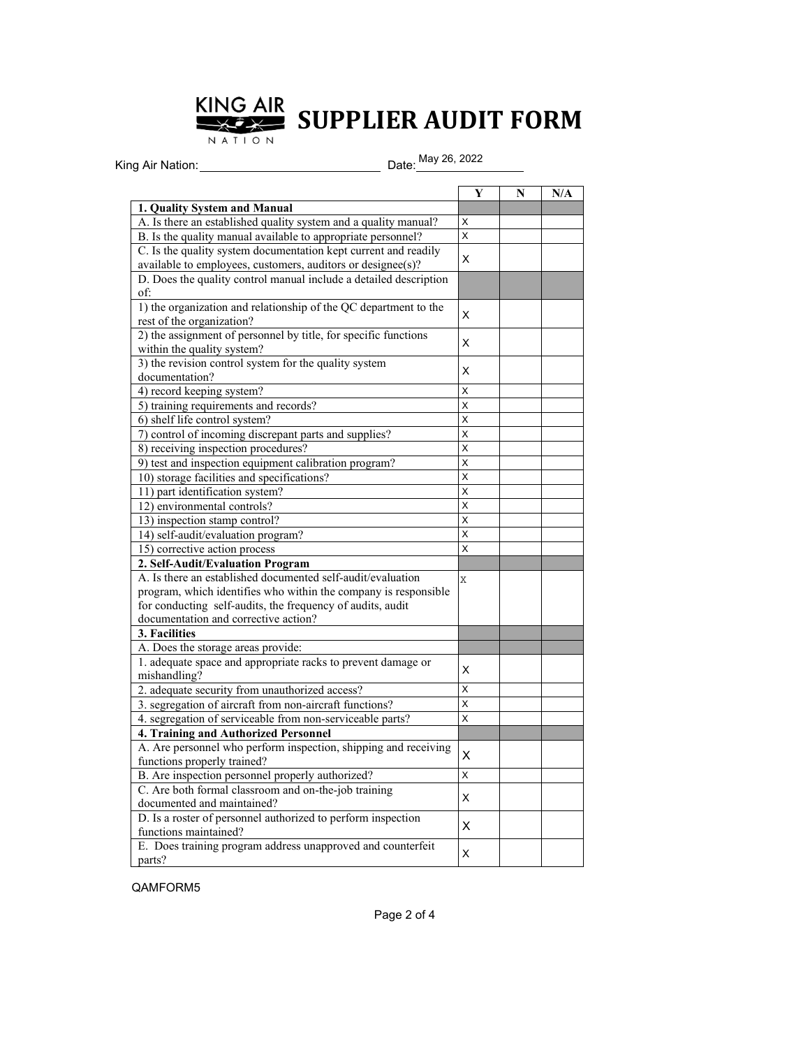# KING AIR NATION SUPPLIER AUDIT FORM

King Air Nation: ____________________ Date: May 26, 2022

| | Y | N | N/A |
|---|---|---|---|
| **1. Quality System and Manual** | | | |
| A. Is there an established quality system and a quality manual? | X | | |
| B. Is the quality manual available to appropriate personnel? | X | | |
| C. Is the quality system documentation kept current and readily available to employees, customers, auditors or designee(s)? | X | | |
| D. Does the quality control manual include a detailed description of: | | | |
| 1) the organization and relationship of the QC department to the rest of the organization? | X | | |
| 2) the assignment of personnel by title, for specific functions within the quality system? | X | | |
| 3) the revision control system for the quality system documentation? | X | | |
| 4) record keeping system? | X | | |
| 5) training requirements and records? | X | | |
| 6) shelf life control system? | X | | |
| 7) control of incoming discrepant parts and supplies? | X | | |
| 8) receiving inspection procedures? | X | | |
| 9) test and inspection equipment calibration program? | X | | |
| 10) storage facilities and specifications? | X | | |
| 11) part identification system? | X | | |
| 12) environmental controls? | X | | |
| 13) inspection stamp control? | X | | |
| 14) self-audit/evaluation program? | X | | |
| 15) corrective action process | X | | |
| **2. Self-Audit/Evaluation Program** | | | |
| A. Is there an established documented self-audit/evaluation program, which identifies who within the company is responsible for conducting self-audits, the frequency of audits, audit documentation and corrective action? | X | | |
| **3. Facilities** | | | |
| A. Does the storage areas provide: | | | |
| 1. adequate space and appropriate racks to prevent damage or mishandling? | X | | |
| 2. adequate security from unauthorized access? | X | | |
| 3. segregation of aircraft from non-aircraft functions? | X | | |
| 4. segregation of serviceable from non-serviceable parts? | X | | |
| **4. Training and Authorized Personnel** | | | |
| A. Are personnel who perform inspection, shipping and receiving functions properly trained? | X | | |
| B. Are inspection personnel properly authorized? | X | | |
| C. Are both formal classroom and on-the-job training documented and maintained? | X | | |
| D. Is a roster of personnel authorized to perform inspection functions maintained? | X | | |
| E. Does training program address unapproved and counterfeit parts? | X | | |

QAMFORM5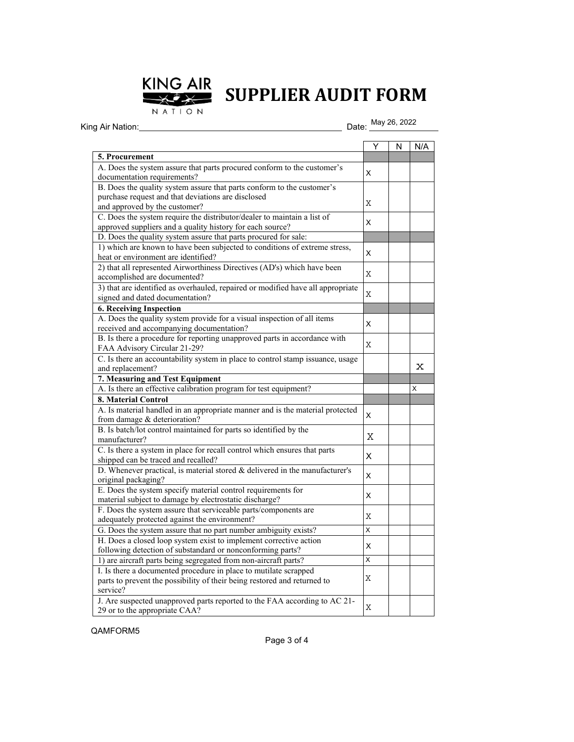KING AIR NATION

# SUPPLIER AUDIT FORM

King Air Nation: ____________________ Date: May 26, 2022

| | Y | N | N/A |
|---|---|---|---|
| **5. Procurement** | | | |
| A. Does the system assure that parts procured conform to the customer's documentation requirements? | X | | |
| B. Does the quality system assure that parts conform to the customer's purchase request and that deviations are disclosed and approved by the customer? | X | | |
| C. Does the system require the distributor/dealer to maintain a list of approved suppliers and a quality history for each source? | X | | |
| D. Does the quality system assure that parts procured for sale: | | | |
| 1) which are known to have been subjected to conditions of extreme stress, heat or environment are identified? | X | | |
| 2) that all represented Airworthiness Directives (AD's) which have been accomplished are documented? | X | | |
| 3) that are identified as overhauled, repaired or modified have all appropriate signed and dated documentation? | X | | |
| **6. Receiving Inspection** | | | |
| A. Does the quality system provide for a visual inspection of all items received and accompanying documentation? | X | | |
| B. Is there a procedure for reporting unapproved parts in accordance with FAA Advisory Circular 21-29? | X | | |
| C. Is there an accountability system in place to control stamp issuance, usage and replacement? | | | X |
| **7. Measuring and Test Equipment** | | | |
| A. Is there an effective calibration program for test equipment? | | | X |
| **8. Material Control** | | | |
| A. Is material handled in an appropriate manner and is the material protected from damage & deterioration? | X | | |
| B. Is batch/lot control maintained for parts so identified by the manufacturer? | X | | |
| C. Is there a system in place for recall control which ensures that parts shipped can be traced and recalled? | X | | |
| D. Whenever practical, is material stored & delivered in the manufacturer's original packaging? | X | | |
| E. Does the system specify material control requirements for material subject to damage by electrostatic discharge? | X | | |
| F. Does the system assure that serviceable parts/components are adequately protected against the environment? | X | | |
| G. Does the system assure that no part number ambiguity exists? | X | | |
| H. Does a closed loop system exist to implement corrective action following detection of substandard or nonconforming parts? | X | | |
| 1) are aircraft parts being segregated from non-aircraft parts? | X | | |
| I. Is there a documented procedure in place to mutilate scrapped parts to prevent the possibility of their being restored and returned to service? | X | | |
| J. Are suspected unapproved parts reported to the FAA according to AC 21-29 or to the appropriate CAA? | X | | |

QAMFORM5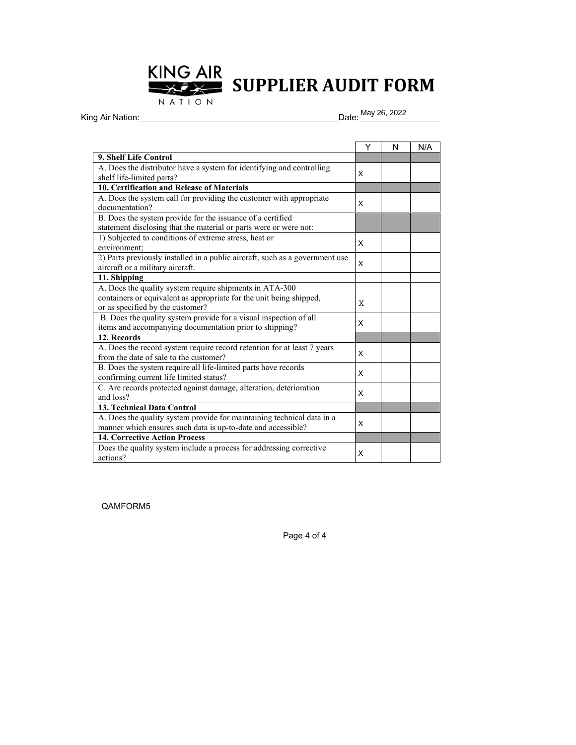# KING AIR NATION SUPPLIER AUDIT FORM

King Air Nation: ______________________ Date: May 26, 2022

| | Y | N | N/A |
|---|---|---|---|
| **9. Shelf Life Control** | | | |
| A. Does the distributor have a system for identifying and controlling shelf life-limited parts? | X | | |
| **10. Certification and Release of Materials** | | | |
| A. Does the system call for providing the customer with appropriate documentation? | X | | |
| B. Does the system provide for the issuance of a certified statement disclosing that the material or parts were or were not: | | | |
| 1) Subjected to conditions of extreme stress, heat or environment; | X | | |
| 2) Parts previously installed in a public aircraft, such as a government use aircraft or a military aircraft. | X | | |
| **11. Shipping** | | | |
| A. Does the quality system require shipments in ATA-300 containers or equivalent as appropriate for the unit being shipped, or as specified by the customer? | X | | |
| B. Does the quality system provide for a visual inspection of all items and accompanying documentation prior to shipping? | X | | |
| **12. Records** | | | |
| A. Does the record system require record retention for at least 7 years from the date of sale to the customer? | X | | |
| B. Does the system require all life-limited parts have records confirming current life limited status? | X | | |
| C. Are records protected against damage, alteration, deterioration and loss? | X | | |
| **13. Technical Data Control** | | | |
| A. Does the quality system provide for maintaining technical data in a manner which ensures such data is up-to-date and accessible? | X | | |
| **14. Corrective Action Process** | | | |
| Does the quality system include a process for addressing corrective actions? | X | | |

QAMFORM5